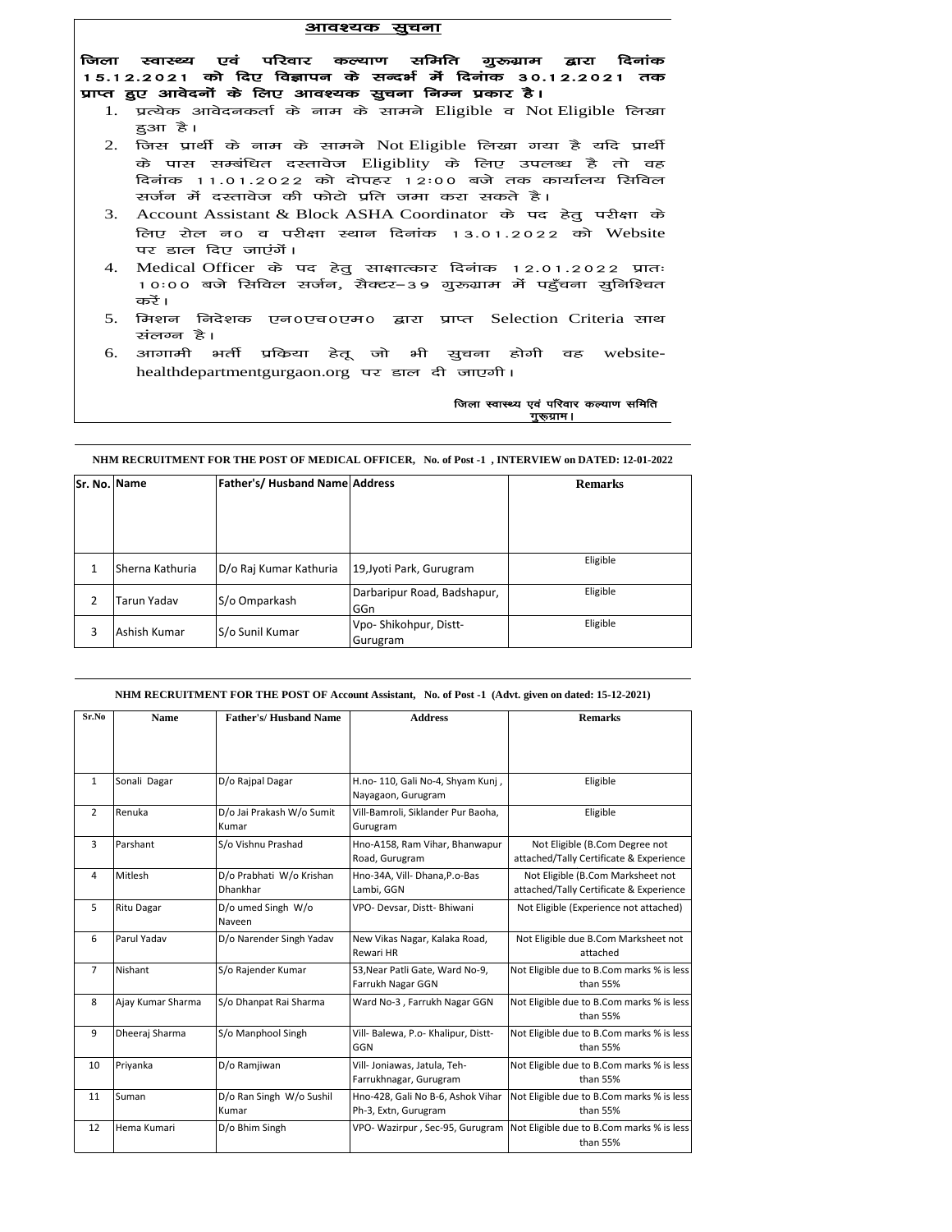## आवश्यक सुचना

**जिला स्वास्थ्य एवं परिवार कल्याण समिति गुरूग्राम द्वारा दिनांक 15.12.2021 को दिए विज्ञापन के सन्दर्भ में दिनांक 30.12.2021 तक प्राप्त हुए आवेदनों के लिए आवश्यक सुचना निम्न प्रकार है।**

1. प्रत्येक आवेदनकर्ता के नाम के सामने Eligible व Not Eligible लिखा हुआ है।
2. जिस प्रार्थी के नाम के सामने Not Eligible लिखा गया है यदि प्रार्थी के पास सम्बंधित दस्तावेज Eligiblity के लिए उपलब्ध है तो वह दिनांक 11.01.2022 को दोपहर 12:00 बजे तक कार्यालय सिविल सर्जन में दस्तावेज की फोटो प्रति जमा करा सकते है।
3. Account Assistant & Block ASHA Coordinator के पद हेतु परीक्षा के लिए रोल न० व परीक्षा स्थान दिनांक 13.01.2022 को Website पर डाल दिए जाएंगें।
4. Medical Officer के पद हेतु साक्षात्कार दिनांक 12.01.2022 प्रातः 10:00 बजे सिविल सर्जन, सैक्टर–39 गुरुग्राम में पहुँचना सुनिश्चित करें।
5. मिशन निदेशक एन०एच०एम० द्वारा प्राप्त Selection Criteria साथ संलग्न है।
6. आगामी भर्ती प्रकिया हेतू जो भी सुचना होगी वह website- healthdepartmentgurgaon.org पर डाल दी जाएगी।

**जिला स्वास्थ्य एवं परिवार कल्याण समिति गुरूग्राम।**

**NHM RECRUITMENT FOR THE POST OF MEDICAL OFFICER, No. of Post -1 , INTERVIEW on DATED: 12-01-2022**

| Sr. No. | Name | Father's/ Husband Name | Address | Remarks |
|---|---|---|---|---|
| 1 | Sherna Kathuria | D/o Raj Kumar Kathuria | 19,Jyoti Park, Gurugram | Eligible |
| 2 | Tarun Yadav | S/o Omparkash | Darbaripur Road, Badshapur, GGn | Eligible |
| 3 | Ashish Kumar | S/o Sunil Kumar | Vpo- Shikohpur, Distt- Gurugram | Eligible |

**NHM RECRUITMENT FOR THE POST OF Account Assistant, No. of Post -1 (Advt. given on dated: 15-12-2021)**

| Sr.No | Name | Father's/ Husband Name | Address | Remarks |
|---|---|---|---|---|
| 1 | Sonali Dagar | D/o Rajpal Dagar | H.no- 110, Gali No-4, Shyam Kunj , Nayagaon, Gurugram | Eligible |
| 2 | Renuka | D/o Jai Prakash W/o Sumit Kumar | Vill-Bamroli, Siklander Pur Baoha, Gurugram | Eligible |
| 3 | Parshant | S/o Vishnu Prashad | Hno-A158, Ram Vihar, Bhanwapur Road, Gurugram | Not Eligible (B.Com Degree not attached/Tally Certificate & Experience |
| 4 | Mitlesh | D/o Prabhati W/o Krishan Dhankhar | Hno-34A, Vill- Dhana,P.o-Bas Lambi, GGN | Not Eligible (B.Com Marksheet not attached/Tally Certificate & Experience |
| 5 | Ritu Dagar | D/o umed Singh W/o Naveen | VPO- Devsar, Distt- Bhiwani | Not Eligible (Experience not attached) |
| 6 | Parul Yadav | D/o Narender Singh Yadav | New Vikas Nagar, Kalaka Road, Rewari HR | Not Eligible due B.Com Marksheet not attached |
| 7 | Nishant | S/o Rajender Kumar | 53,Near Patli Gate, Ward No-9, Farrukh Nagar GGN | Not Eligible due to B.Com marks % is less than 55% |
| 8 | Ajay Kumar Sharma | S/o Dhanpat Rai Sharma | Ward No-3 , Farrukh Nagar GGN | Not Eligible due to B.Com marks % is less than 55% |
| 9 | Dheeraj Sharma | S/o Manphool Singh | Vill- Balewa, P.o- Khalipur, Distt- GGN | Not Eligible due to B.Com marks % is less than 55% |
| 10 | Priyanka | D/o Ramjiwan | Vill- Joniawas, Jatula, Teh- Farrukhnagar, Gurugram | Not Eligible due to B.Com marks % is less than 55% |
| 11 | Suman | D/o Ran Singh W/o Sushil Kumar | Hno-428, Gali No B-6, Ashok Vihar Ph-3, Extn, Gurugram | Not Eligible due to B.Com marks % is less than 55% |
| 12 | Hema Kumari | D/o Bhim Singh | VPO- Wazirpur , Sec-95, Gurugram | Not Eligible due to B.Com marks % is less than 55% |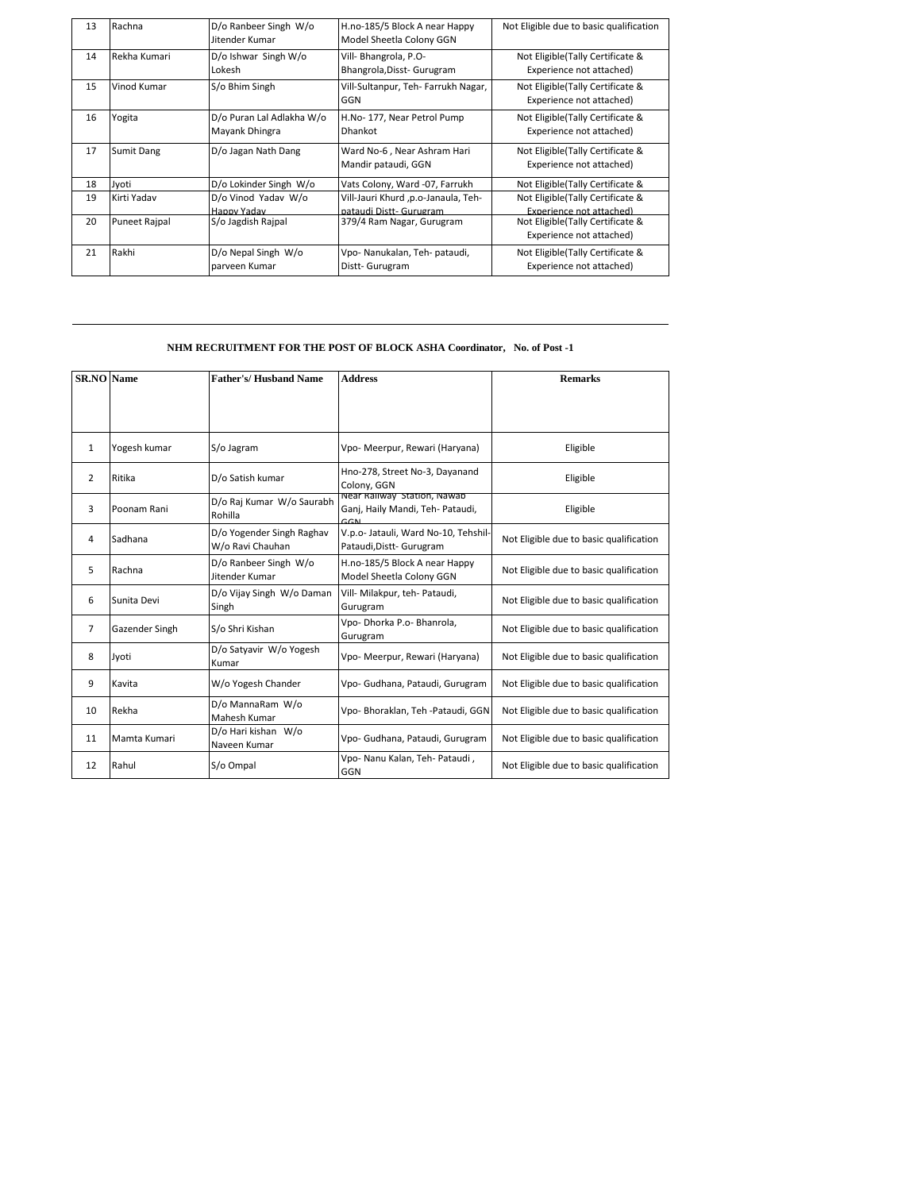| | | | | |
|---|---|---|---|---|
| 13 | Rachna | D/o Ranbeer Singh W/o Jitender Kumar | H.no-185/5 Block A near Happy Model Sheetla Colony GGN | Not Eligible due to basic qualification |
| 14 | Rekha Kumari | D/o Ishwar Singh W/o Lokesh | Vill- Bhangrola, P.O- Bhangrola,Disst- Gurugram | Not Eligible(Tally Certificate & Experience not attached) |
| 15 | Vinod Kumar | S/o Bhim Singh | Vill-Sultanpur, Teh- Farrukh Nagar, GGN | Not Eligible(Tally Certificate & Experience not attached) |
| 16 | Yogita | D/o Puran Lal Adlakha W/o Mayank Dhingra | H.No- 177, Near Petrol Pump Dhankot | Not Eligible(Tally Certificate & Experience not attached) |
| 17 | Sumit Dang | D/o Jagan Nath Dang | Ward No-6 , Near Ashram Hari Mandir pataudi, GGN | Not Eligible(Tally Certificate & Experience not attached) |
| 18 | Jyoti | D/o Lokinder Singh W/o | Vats Colony, Ward -07, Farrukh | Not Eligible(Tally Certificate & |
| 19 | Kirti Yadav | D/o Vinod Yadav W/o Happy Yadav | Vill-Jauri Khurd ,p.o-Janaula, Teh-pataudi Distt- Gurugram | Not Eligible(Tally Certificate & Experience not attached) |
| 20 | Puneet Rajpal | S/o Jagdish Rajpal | 379/4 Ram Nagar, Gurugram | Not Eligible(Tally Certificate & Experience not attached) |
| 21 | Rakhi | D/o Nepal Singh W/o parveen Kumar | Vpo- Nanukalan, Teh- pataudi, Distt- Gurugram | Not Eligible(Tally Certificate & Experience not attached) |

**NHM RECRUITMENT FOR THE POST OF BLOCK ASHA Coordinator, No. of Post -1**

| SR.NO | Name | Father's/ Husband Name | Address | Remarks |
|---|---|---|---|---|
| 1 | Yogesh kumar | S/o Jagram | Vpo- Meerpur, Rewari (Haryana) | Eligible |
| 2 | Ritika | D/o Satish kumar | Hno-278, Street No-3, Dayanand Colony, GGN | Eligible |
| 3 | Poonam Rani | D/o Raj Kumar W/o Saurabh Rohilla | Near Railway Station, Nawab Ganj, Haily Mandi, Teh- Pataudi, GGN | Eligible |
| 4 | Sadhana | D/o Yogender Singh Raghav W/o Ravi Chauhan | V.p.o- Jatauli, Ward No-10, Tehshil-Pataudi,Distt- Gurugram | Not Eligible due to basic qualification |
| 5 | Rachna | D/o Ranbeer Singh W/o Jitender Kumar | H.no-185/5 Block A near Happy Model Sheetla Colony GGN | Not Eligible due to basic qualification |
| 6 | Sunita Devi | D/o Vijay Singh W/o Daman Singh | Vill- Milakpur, teh- Pataudi, Gurugram | Not Eligible due to basic qualification |
| 7 | Gazender Singh | S/o Shri Kishan | Vpo- Dhorka P.o- Bhanrola, Gurugram | Not Eligible due to basic qualification |
| 8 | Jyoti | D/o Satyavir W/o Yogesh Kumar | Vpo- Meerpur, Rewari (Haryana) | Not Eligible due to basic qualification |
| 9 | Kavita | W/o Yogesh Chander | Vpo- Gudhana, Pataudi, Gurugram | Not Eligible due to basic qualification |
| 10 | Rekha | D/o MannaRam W/o Mahesh Kumar | Vpo- Bhoraklan, Teh -Pataudi, GGN | Not Eligible due to basic qualification |
| 11 | Mamta Kumari | D/o Hari kishan W/o Naveen Kumar | Vpo- Gudhana, Pataudi, Gurugram | Not Eligible due to basic qualification |
| 12 | Rahul | S/o Ompal | Vpo- Nanu Kalan, Teh- Pataudi , GGN | Not Eligible due to basic qualification |